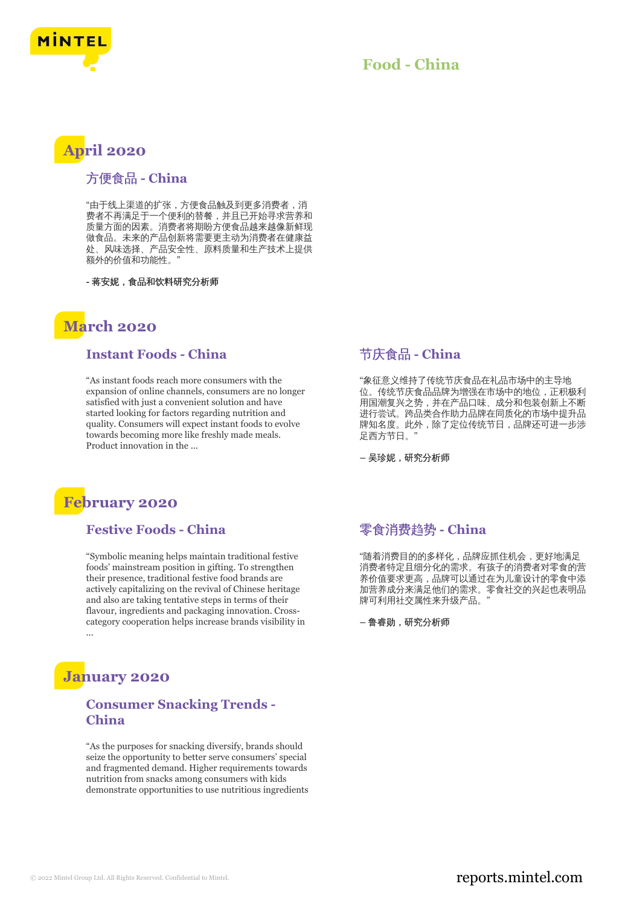# Food - China

## April 2020

### 方便食品 - China

“由于线上渠道的扩张，方便食品触及到更多消费者，消费者不再满足于一个便利的替餐，并且已开始寻求营养和质量方面的因素。消费者将期盼方便食品越来越像新鲜现做食品。未来的产品创新将需要更主动为消费者在健康益处、风味选择、产品安全性、原料质量和生产技术上提供额外的价值和功能性。”

**- 蒋安妮，食品和饮料研究分析师**

## March 2020

### Instant Foods - China

“As instant foods reach more consumers with the expansion of online channels, consumers are no longer satisfied with just a convenient solution and have started looking for factors regarding nutrition and quality. Consumers will expect instant foods to evolve towards becoming more like freshly made meals. Product innovation in the ...

### 节庆食品 - China

“象征意义维持了传统节庆食品在礼品市场中的主导地位。传统节庆食品品牌为增强在市场中的地位，正积极利用国潮复兴之势，并在产品口味、成分和包装创新上不断进行尝试。跨品类合作助力品牌在同质化的市场中提升品牌知名度。此外，除了定位传统节日，品牌还可进一步涉足西方节日。”

**– 吴珍妮，研究分析师**

## February 2020

### Festive Foods - China

“Symbolic meaning helps maintain traditional festive foods’ mainstream position in gifting. To strengthen their presence, traditional festive food brands are actively capitalizing on the revival of Chinese heritage and also are taking tentative steps in terms of their flavour, ingredients and packaging innovation. Cross-category cooperation helps increase brands visibility in ...

### 零食消费趋势 - China

“随着消费目的的多样化，品牌应抓住机会，更好地满足消费者特定且细分化的需求。有孩子的消费者对零食的营养价值要求更高，品牌可以通过在为儿童设计的零食中添加营养成分来满足他们的需求。零食社交的兴起也表明品牌可利用社交属性来升级产品。”

**– 鲁睿勋，研究分析师**

## January 2020

### Consumer Snacking Trends - China

“As the purposes for snacking diversify, brands should seize the opportunity to better serve consumers’ special and fragmented demand. Higher requirements towards nutrition from snacks among consumers with kids demonstrate opportunities to use nutritious ingredients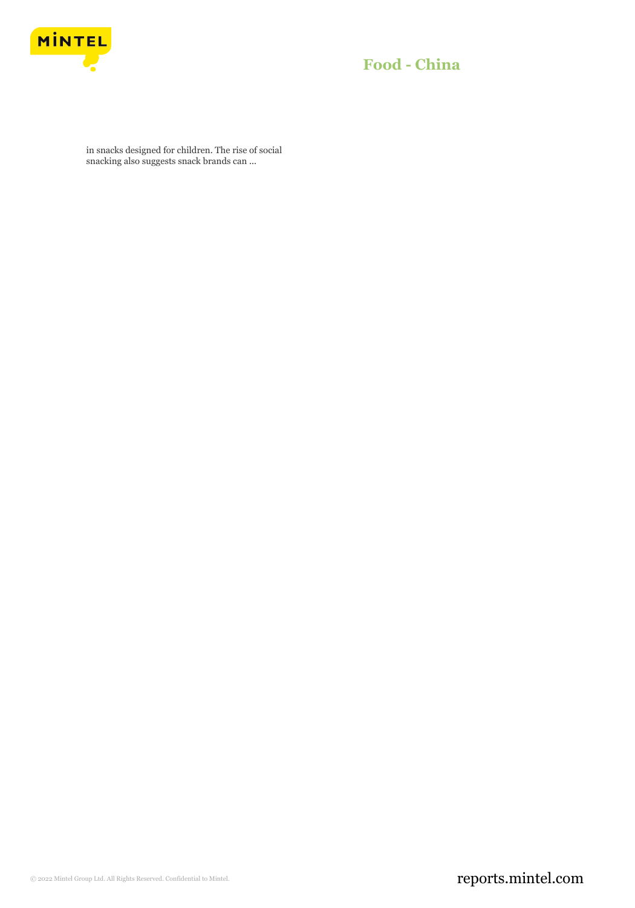in snacks designed for children. The rise of social snacking also suggests snack brands can ...